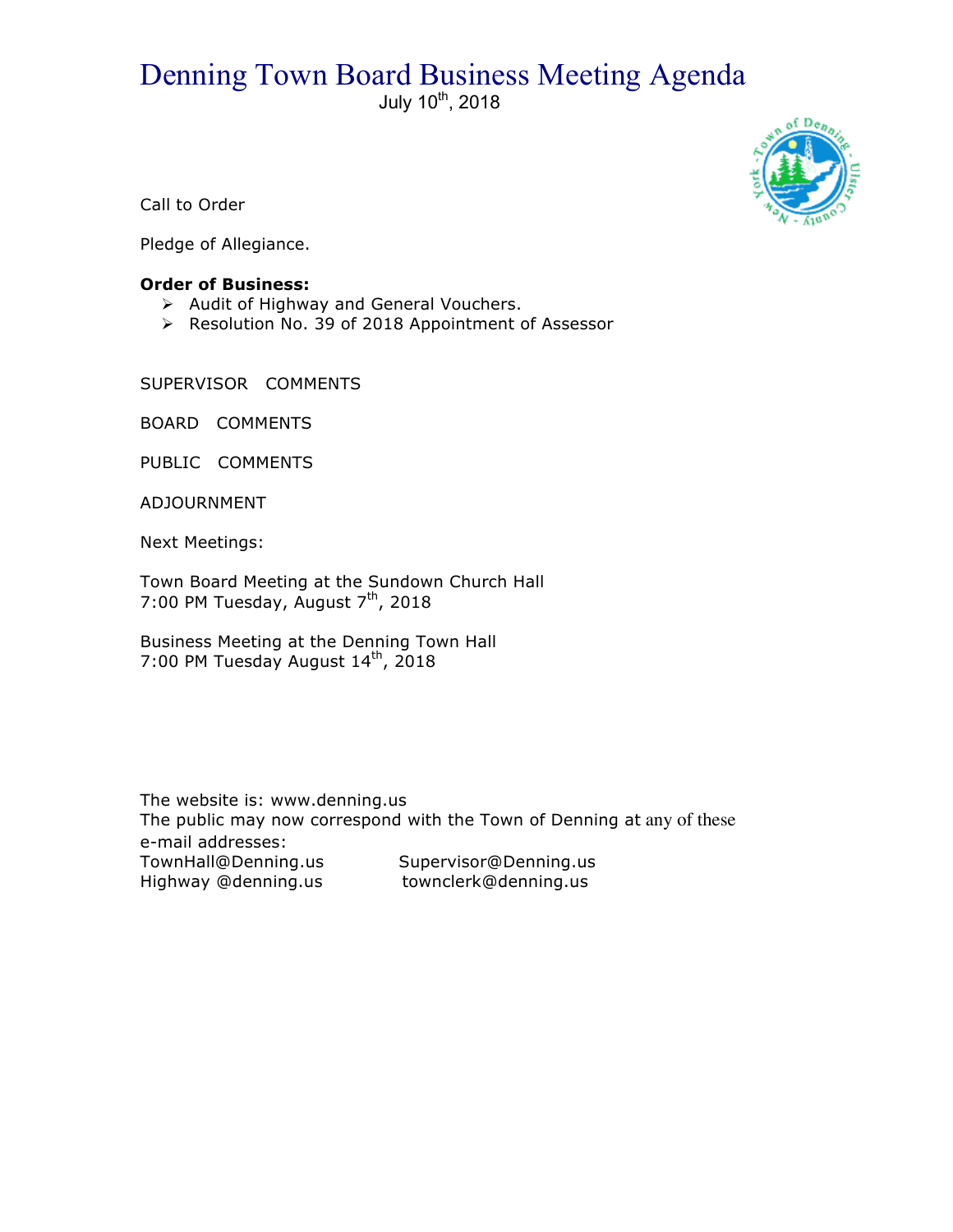# Denning Town Board Business Meeting Agenda

July 10th, 2018

Call to Order

Pledge of Allegiance.

**Order of Business:**

- Audit of Highway and General Vouchers.
- Resolution No. 39 of 2018 Appointment of Assessor

SUPERVISOR COMMENTS

BOARD COMMENTS

PUBLIC COMMENTS

ADJOURNMENT

Next Meetings:

Town Board Meeting at the Sundown Church Hall
7:00 PM Tuesday, August 7th, 2018

Business Meeting at the Denning Town Hall
7:00 PM Tuesday August 14th, 2018

The website is: www.denning.us
The public may now correspond with the Town of Denning at any of these e-mail addresses:

TownHall@Denning.us Supervisor@Denning.us
Highway @denning.us townclerk@denning.us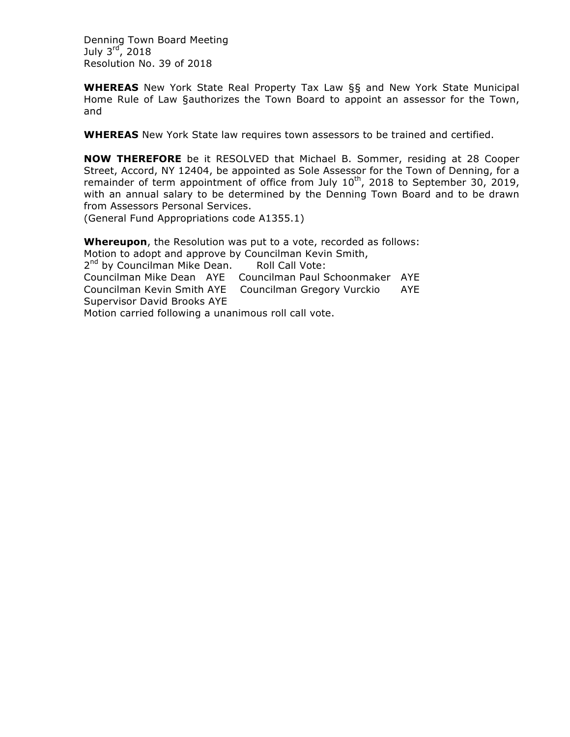Denning Town Board Meeting
July 3rd, 2018
Resolution No. 39 of 2018

**WHEREAS** New York State Real Property Tax Law §§ and New York State Municipal Home Rule of Law §authorizes the Town Board to appoint an assessor for the Town, and

**WHEREAS** New York State law requires town assessors to be trained and certified.

**NOW THEREFORE** be it RESOLVED that Michael B. Sommer, residing at 28 Cooper Street, Accord, NY 12404, be appointed as Sole Assessor for the Town of Denning, for a remainder of term appointment of office from July 10th, 2018 to September 30, 2019, with an annual salary to be determined by the Denning Town Board and to be drawn from Assessors Personal Services.
(General Fund Appropriations code A1355.1)

**Whereupon**, the Resolution was put to a vote, recorded as follows:
Motion to adopt and approve by Councilman Kevin Smith,
2nd by Councilman Mike Dean. Roll Call Vote:
Councilman Mike Dean AYE Councilman Paul Schoonmaker AYE
Councilman Kevin Smith AYE Councilman Gregory Vurckio AYE
Supervisor David Brooks AYE
Motion carried following a unanimous roll call vote.